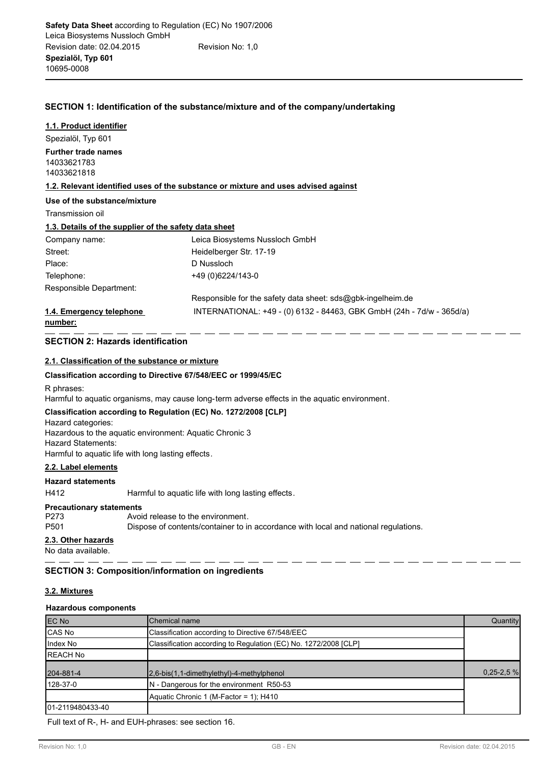**Safety Data Sheet** according to Regulation (EC) No 1907/2006
Leica Biosystems Nussloch GmbH
Revision date: 02.04.2015 Revision No: 1,0
**Spezialöl, Typ 601**
10695-0008

## SECTION 1: Identification of the substance/mixture and of the company/undertaking

### 1.1. Product identifier

Spezialöl, Typ 601

**Further trade names**
14033621783
14033621818

### 1.2. Relevant identified uses of the substance or mixture and uses advised against

**Use of the substance/mixture**

Transmission oil

### 1.3. Details of the supplier of the safety data sheet

| | |
|---|---|
| Company name: | Leica Biosystems Nussloch GmbH |
| Street: | Heidelberger Str. 17-19 |
| Place: | D Nussloch |
| Telephone: | +49 (0)6224/143-0 |
| Responsible Department: | |
| | Responsible for the safety data sheet: sds@gbk-ingelheim.de |

### 1.4. Emergency telephone number:

INTERNATIONAL: +49 - (0) 6132 - 84463, GBK GmbH (24h - 7d/w - 365d/a)

## SECTION 2: Hazards identification

### 2.1. Classification of the substance or mixture

**Classification according to Directive 67/548/EEC or 1999/45/EC**

R phrases:
Harmful to aquatic organisms, may cause long-term adverse effects in the aquatic environment.

**Classification according to Regulation (EC) No. 1272/2008 [CLP]**

Hazard categories:
Hazardous to the aquatic environment: Aquatic Chronic 3
Hazard Statements:
Harmful to aquatic life with long lasting effects.

### 2.2. Label elements

**Hazard statements**

H412 Harmful to aquatic life with long lasting effects.

**Precautionary statements**

P273 Avoid release to the environment.
P501 Dispose of contents/container to in accordance with local and national regulations.

### 2.3. Other hazards

No data available.

## SECTION 3: Composition/information on ingredients

### 3.2. Mixtures

**Hazardous components**

| EC No | Chemical name | Quantity |
|---|---|---|
| CAS No | Classification according to Directive 67/548/EEC | |
| Index No | Classification according to Regulation (EC) No. 1272/2008 [CLP] | |
| REACH No | | |
| 204-881-4 | 2,6-bis(1,1-dimethylethyl)-4-methylphenol | 0,25-2,5 % |
| 128-37-0 | N - Dangerous for the environment R50-53 | |
| | Aquatic Chronic 1 (M-Factor = 1); H410 | |
| 01-2119480433-40 | | |

Full text of R-, H- and EUH-phrases: see section 16.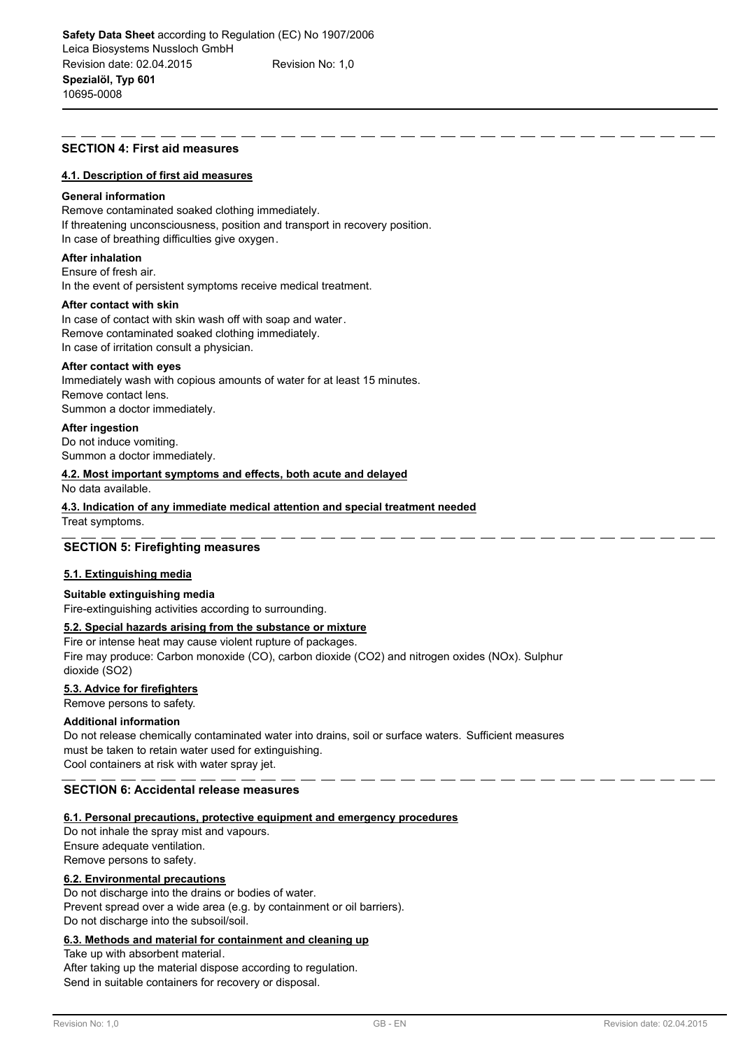## SECTION 4: First aid measures

### 4.1. Description of first aid measures

**General information**

Remove contaminated soaked clothing immediately.
If threatening unconsciousness, position and transport in recovery position.
In case of breathing difficulties give oxygen.

**After inhalation**

Ensure of fresh air.
In the event of persistent symptoms receive medical treatment.

**After contact with skin**

In case of contact with skin wash off with soap and water.
Remove contaminated soaked clothing immediately.
In case of irritation consult a physician.

**After contact with eyes**

Immediately wash with copious amounts of water for at least 15 minutes.
Remove contact lens.
Summon a doctor immediately.

**After ingestion**

Do not induce vomiting.
Summon a doctor immediately.

### 4.2. Most important symptoms and effects, both acute and delayed

No data available.

### 4.3. Indication of any immediate medical attention and special treatment needed

Treat symptoms.

## SECTION 5: Firefighting measures

### 5.1. Extinguishing media

**Suitable extinguishing media**

Fire-extinguishing activities according to surrounding.

### 5.2. Special hazards arising from the substance or mixture

Fire or intense heat may cause violent rupture of packages.
Fire may produce: Carbon monoxide (CO), carbon dioxide ($CO_2$) and nitrogen oxides ($NO_x$). Sulphur dioxide ($SO_2$)

### 5.3. Advice for firefighters

Remove persons to safety.

**Additional information**

Do not release chemically contaminated water into drains, soil or surface waters. Sufficient measures must be taken to retain water used for extinguishing.
Cool containers at risk with water spray jet.

## SECTION 6: Accidental release measures

### 6.1. Personal precautions, protective equipment and emergency procedures

Do not inhale the spray mist and vapours.
Ensure adequate ventilation.
Remove persons to safety.

### 6.2. Environmental precautions

Do not discharge into the drains or bodies of water.
Prevent spread over a wide area (e.g. by containment or oil barriers).
Do not discharge into the subsoil/soil.

### 6.3. Methods and material for containment and cleaning up

Take up with absorbent material.
After taking up the material dispose according to regulation.
Send in suitable containers for recovery or disposal.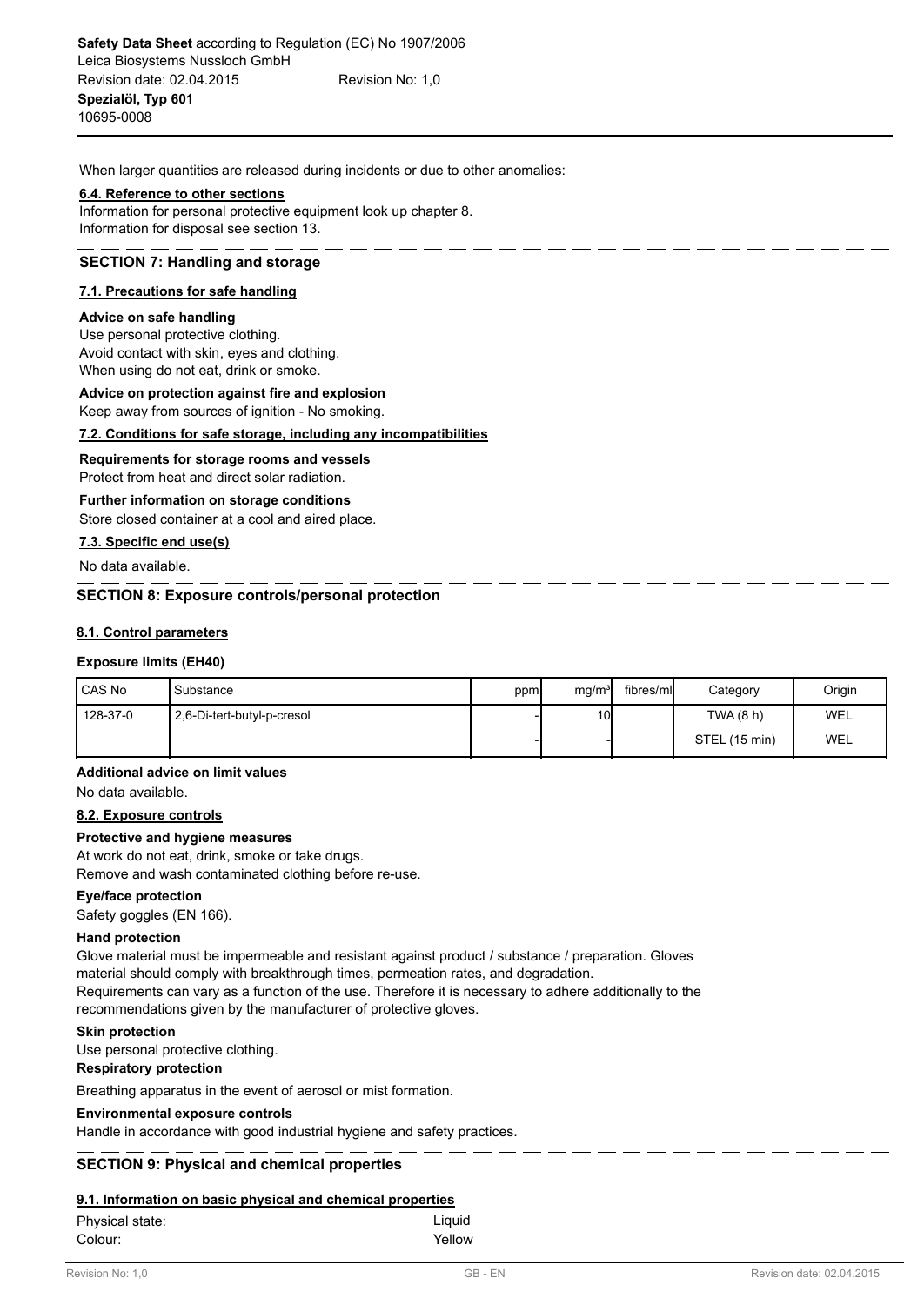When larger quantities are released during incidents or due to other anomalies:

### 6.4. Reference to other sections

Information for personal protective equipment look up chapter 8.
Information for disposal see section 13.

## SECTION 7: Handling and storage

### 7.1. Precautions for safe handling

**Advice on safe handling**

Use personal protective clothing.
Avoid contact with skin, eyes and clothing.
When using do not eat, drink or smoke.

**Advice on protection against fire and explosion**

Keep away from sources of ignition - No smoking.

### 7.2. Conditions for safe storage, including any incompatibilities

**Requirements for storage rooms and vessels**

Protect from heat and direct solar radiation.

**Further information on storage conditions**

Store closed container at a cool and aired place.

### 7.3. Specific end use(s)

No data available.

## SECTION 8: Exposure controls/personal protection

### 8.1. Control parameters

**Exposure limits (EH40)**

| CAS No | Substance | ppm | mg/m³ | fibres/ml | Category | Origin |
|---|---|---|---|---|---|---|
| 128-37-0 | 2,6-Di-tert-butyl-p-cresol | - | 10 | | TWA (8 h) | WEL |
| | | - | - | | STEL (15 min) | WEL |

**Additional advice on limit values**

No data available.

### 8.2. Exposure controls

**Protective and hygiene measures**

At work do not eat, drink, smoke or take drugs.
Remove and wash contaminated clothing before re-use.

**Eye/face protection**

Safety goggles (EN 166).

**Hand protection**

Glove material must be impermeable and resistant against product / substance / preparation. Gloves material should comply with breakthrough times, permeation rates, and degradation.
Requirements can vary as a function of the use. Therefore it is necessary to adhere additionally to the recommendations given by the manufacturer of protective gloves.

**Skin protection**

Use personal protective clothing.

**Respiratory protection**

Breathing apparatus in the event of aerosol or mist formation.

**Environmental exposure controls**

Handle in accordance with good industrial hygiene and safety practices.

## SECTION 9: Physical and chemical properties

### 9.1. Information on basic physical and chemical properties

| | |
|---|---|
| Physical state: | Liquid |
| Colour: | Yellow |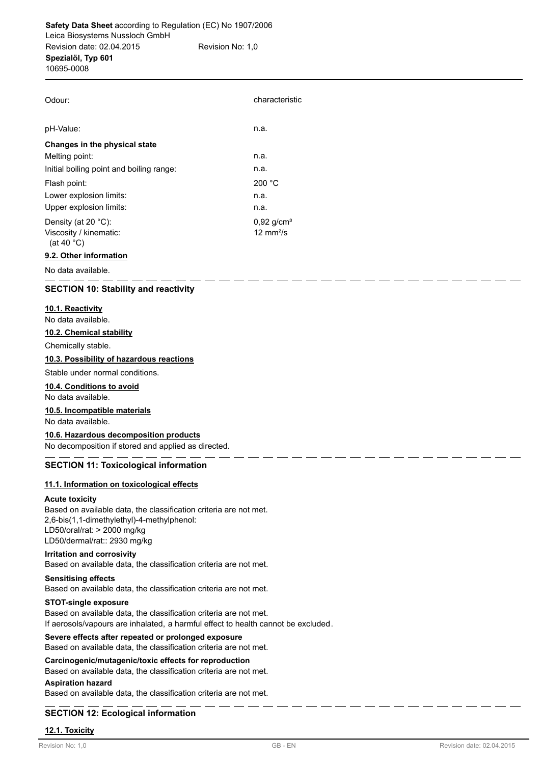| | |
|---|---|
| Odour: | characteristic |
| pH-Value: | n.a. |
| **Changes in the physical state** | |
| Melting point: | n.a. |
| Initial boiling point and boiling range: | n.a. |
| Flash point: | 200 °C |
| Lower explosion limits: | n.a. |
| Upper explosion limits: | n.a. |
| Density (at 20 °C): | 0,92 g/cm³ |
| Viscosity / kinematic: (at 40 °C) | 12 mm²/s |

**9.2. Other information**

No data available.

## SECTION 10: Stability and reactivity

**10.1. Reactivity**

No data available.

**10.2. Chemical stability**

Chemically stable.

**10.3. Possibility of hazardous reactions**

Stable under normal conditions.

**10.4. Conditions to avoid**

No data available.

**10.5. Incompatible materials**

No data available.

**10.6. Hazardous decomposition products**

No decomposition if stored and applied as directed.

## SECTION 11: Toxicological information

**11.1. Information on toxicological effects**

**Acute toxicity**

Based on available data, the classification criteria are not met.
2,6-bis(1,1-dimethylethyl)-4-methylphenol:
LD50/oral/rat: > 2000 mg/kg
LD50/dermal/rat:: 2930 mg/kg

**Irritation and corrosivity**

Based on available data, the classification criteria are not met.

**Sensitising effects**

Based on available data, the classification criteria are not met.

**STOT-single exposure**

Based on available data, the classification criteria are not met.
If aerosols/vapours are inhaled, a harmful effect to health cannot be excluded.

**Severe effects after repeated or prolonged exposure**

Based on available data, the classification criteria are not met.

**Carcinogenic/mutagenic/toxic effects for reproduction**

Based on available data, the classification criteria are not met.

**Aspiration hazard**

Based on available data, the classification criteria are not met.

## SECTION 12: Ecological information

**12.1. Toxicity**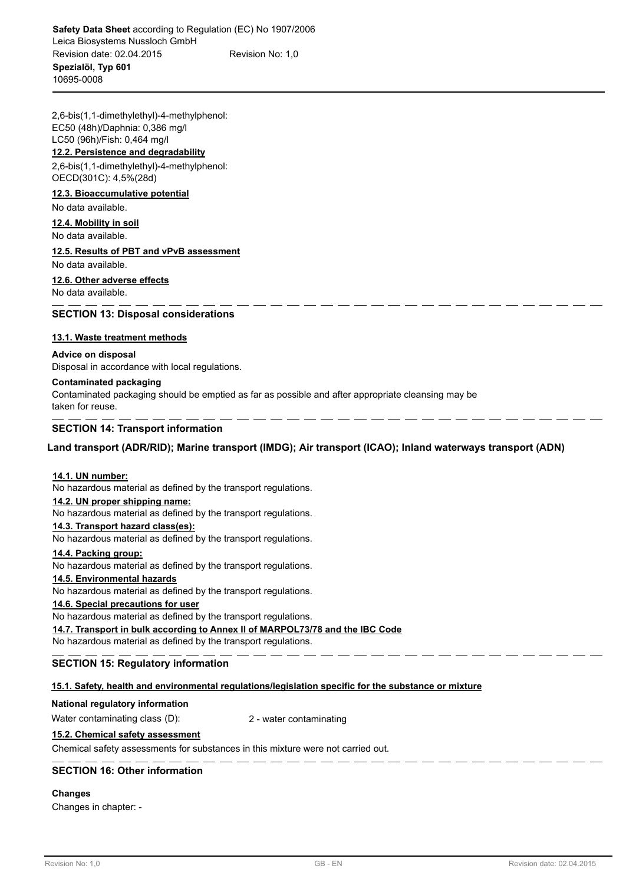2,6-bis(1,1-dimethylethyl)-4-methylphenol:
EC50 (48h)/Daphnia: 0,386 mg/l
LC50 (96h)/Fish: 0,464 mg/l

**12.2. Persistence and degradability**

2,6-bis(1,1-dimethylethyl)-4-methylphenol:
OECD(301C): 4,5%(28d)

**12.3. Bioaccumulative potential**

No data available.

**12.4. Mobility in soil**

No data available.

**12.5. Results of PBT and vPvB assessment**

No data available.

**12.6. Other adverse effects**

No data available.

## SECTION 13: Disposal considerations

**13.1. Waste treatment methods**

**Advice on disposal**

Disposal in accordance with local regulations.

**Contaminated packaging**

Contaminated packaging should be emptied as far as possible and after appropriate cleansing may be taken for reuse.

## SECTION 14: Transport information

**Land transport (ADR/RID); Marine transport (IMDG); Air transport (ICAO); Inland waterways transport (ADN)**

**14.1. UN number:**

No hazardous material as defined by the transport regulations.

**14.2. UN proper shipping name:**

No hazardous material as defined by the transport regulations.

**14.3. Transport hazard class(es):**

No hazardous material as defined by the transport regulations.

**14.4. Packing group:**

No hazardous material as defined by the transport regulations.

**14.5. Environmental hazards**

No hazardous material as defined by the transport regulations.

**14.6. Special precautions for user**

No hazardous material as defined by the transport regulations.

**14.7. Transport in bulk according to Annex II of MARPOL73/78 and the IBC Code**

No hazardous material as defined by the transport regulations.

## SECTION 15: Regulatory information

**15.1. Safety, health and environmental regulations/legislation specific for the substance or mixture**

**National regulatory information**

Water contaminating class (D): 2 - water contaminating

**15.2. Chemical safety assessment**

Chemical safety assessments for substances in this mixture were not carried out.

## SECTION 16: Other information

**Changes**

Changes in chapter: -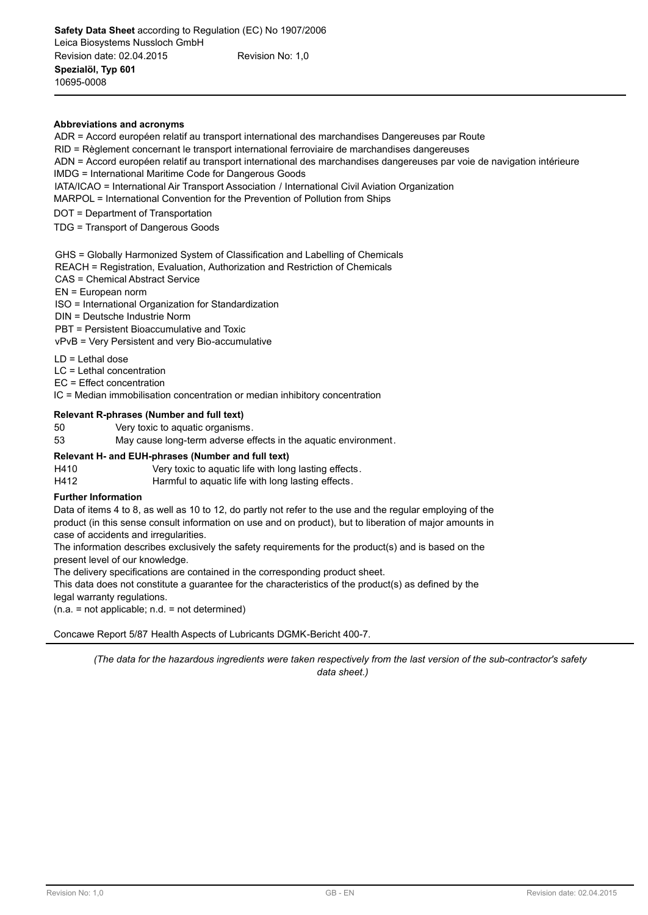### Abbreviations and acronyms

ADR = Accord européen relatif au transport international des marchandises Dangereuses par Route
RID = Règlement concernant le transport international ferroviaire de marchandises dangereuses
ADN = Accord européen relatif au transport international des marchandises dangereuses par voie de navigation intérieure
IMDG = International Maritime Code for Dangerous Goods
IATA/ICAO = International Air Transport Association / International Civil Aviation Organization
MARPOL = International Convention for the Prevention of Pollution from Ships
DOT = Department of Transportation
TDG = Transport of Dangerous Goods

GHS = Globally Harmonized System of Classification and Labelling of Chemicals
REACH = Registration, Evaluation, Authorization and Restriction of Chemicals
CAS = Chemical Abstract Service
EN = European norm
ISO = International Organization for Standardization
DIN = Deutsche Industrie Norm
PBT = Persistent Bioaccumulative and Toxic
vPvB = Very Persistent and very Bio-accumulative

LD = Lethal dose
LC = Lethal concentration
EC = Effect concentration
IC = Median immobilisation concentration or median inhibitory concentration

### Relevant R-phrases (Number and full text)

| | |
|---|---|
| 50 | Very toxic to aquatic organisms. |
| 53 | May cause long-term adverse effects in the aquatic environment. |

### Relevant H- and EUH-phrases (Number and full text)

| | |
|---|---|
| H410 | Very toxic to aquatic life with long lasting effects. |
| H412 | Harmful to aquatic life with long lasting effects. |

### Further Information

Data of items 4 to 8, as well as 10 to 12, do partly not refer to the use and the regular employing of the product (in this sense consult information on use and on product), but to liberation of major amounts in case of accidents and irregularities.
The information describes exclusively the safety requirements for the product(s) and is based on the present level of our knowledge.
The delivery specifications are contained in the corresponding product sheet.
This data does not constitute a guarantee for the characteristics of the product(s) as defined by the legal warranty regulations.
(n.a. = not applicable; n.d. = not determined)

Concawe Report 5/87 Health Aspects of Lubricants DGMK-Bericht 400-7.

*(The data for the hazardous ingredients were taken respectively from the last version of the sub-contractor's safety data sheet.)*